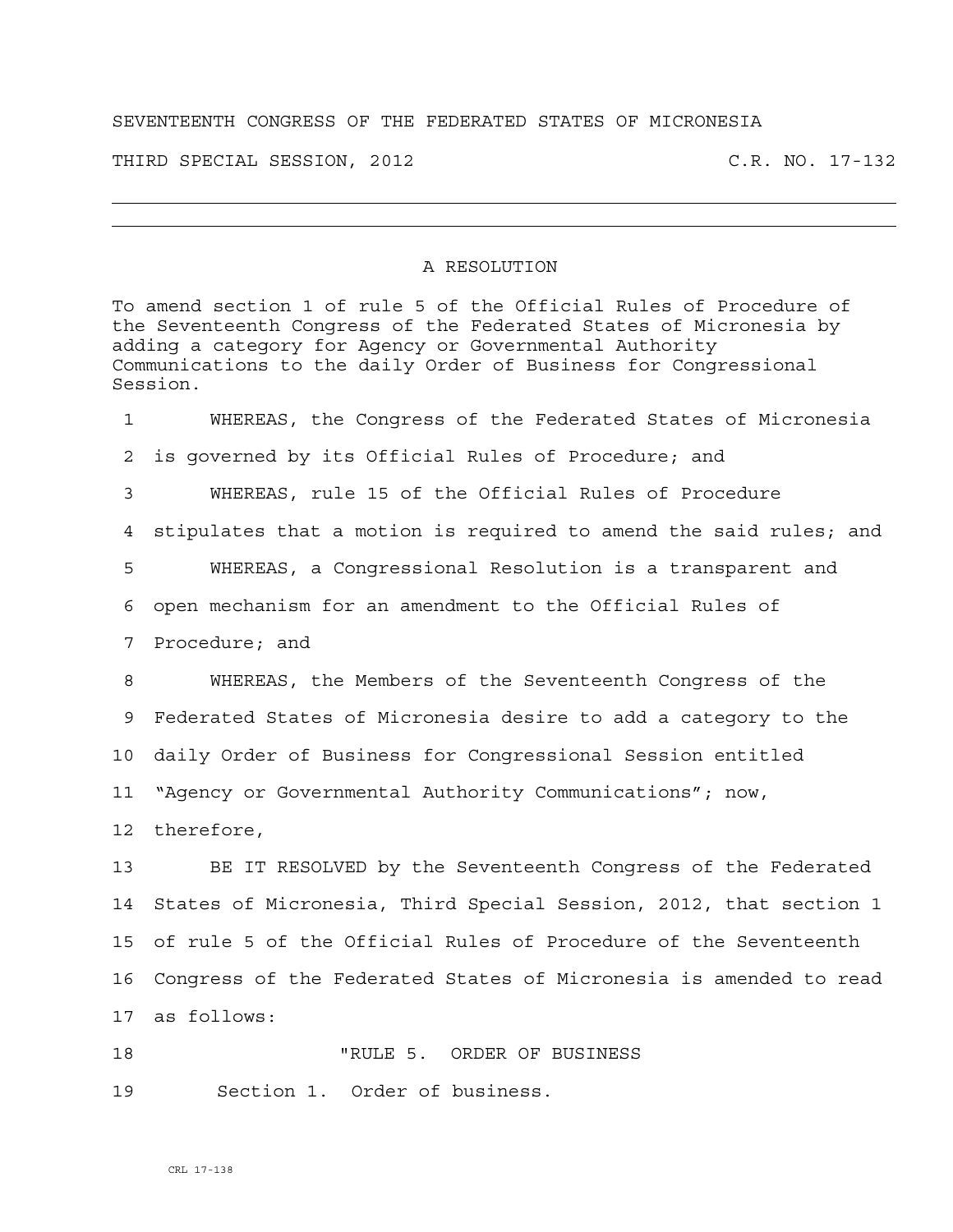SEVENTEENTH CONGRESS OF THE FEDERATED STATES OF MICRONESIA

THIRD SPECIAL SESSION, 2012 C.R. NO. 17-132

---

# A RESOLUTION

To amend section 1 of rule 5 of the Official Rules of Procedure of the Seventeenth Congress of the Federated States of Micronesia by adding a category for Agency or Governmental Authority Communications to the daily Order of Business for Congressional Session.

1 WHEREAS, the Congress of the Federated States of Micronesia
2 is governed by its Official Rules of Procedure; and
3 WHEREAS, rule 15 of the Official Rules of Procedure
4 stipulates that a motion is required to amend the said rules; and
5 WHEREAS, a Congressional Resolution is a transparent and
6 open mechanism for an amendment to the Official Rules of
7 Procedure; and
8 WHEREAS, the Members of the Seventeenth Congress of the
9 Federated States of Micronesia desire to add a category to the
10 daily Order of Business for Congressional Session entitled
11 "Agency or Governmental Authority Communications"; now,
12 therefore,
13 BE IT RESOLVED by the Seventeenth Congress of the Federated
14 States of Micronesia, Third Special Session, 2012, that section 1
15 of rule 5 of the Official Rules of Procedure of the Seventeenth
16 Congress of the Federated States of Micronesia is amended to read
17 as follows:
18 "RULE 5. ORDER OF BUSINESS
19 Section 1. Order of business.

CRL 17-138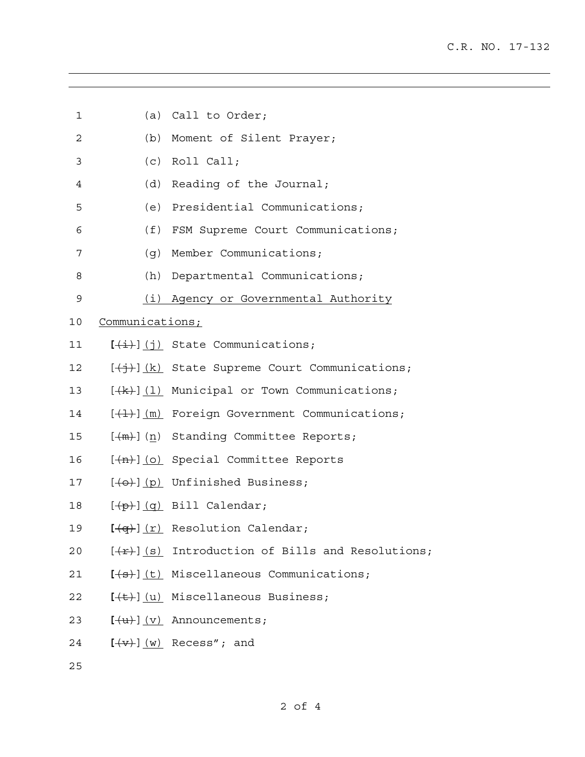(a) Call to Order;

(b) Moment of Silent Prayer;

(c) Roll Call;

(d) Reading of the Journal;

(e) Presidential Communications;

(f) FSM Supreme Court Communications;

(g) Member Communications;

(h) Departmental Communications;

<u>(i) Agency or Governmental Authority Communications;</u>

[~~(i)~~]<u>(j)</u> State Communications;

[~~(j)~~]<u>(k)</u> State Supreme Court Communications;

[~~(k)~~]<u>(l)</u> Municipal or Town Communications;

[~~(l)~~]<u>(m)</u> Foreign Government Communications;

[~~(m)~~](<u>n</u>) Standing Committee Reports;

[~~(n)~~]<u>(o)</u> Special Committee Reports

[~~(o)~~]<u>(p)</u> Unfinished Business;

[~~(p)~~]<u>(q)</u> Bill Calendar;

[~~(q)~~]<u>(r)</u> Resolution Calendar;

[~~(r)~~]<u>(s)</u> Introduction of Bills and Resolutions;

[~~(s)~~]<u>(t)</u> Miscellaneous Communications;

[~~(t)~~]<u>(u)</u> Miscellaneous Business;

[~~(u)~~]<u>(v)</u> Announcements;

[~~(v)~~]<u>(w)</u> Recess"; and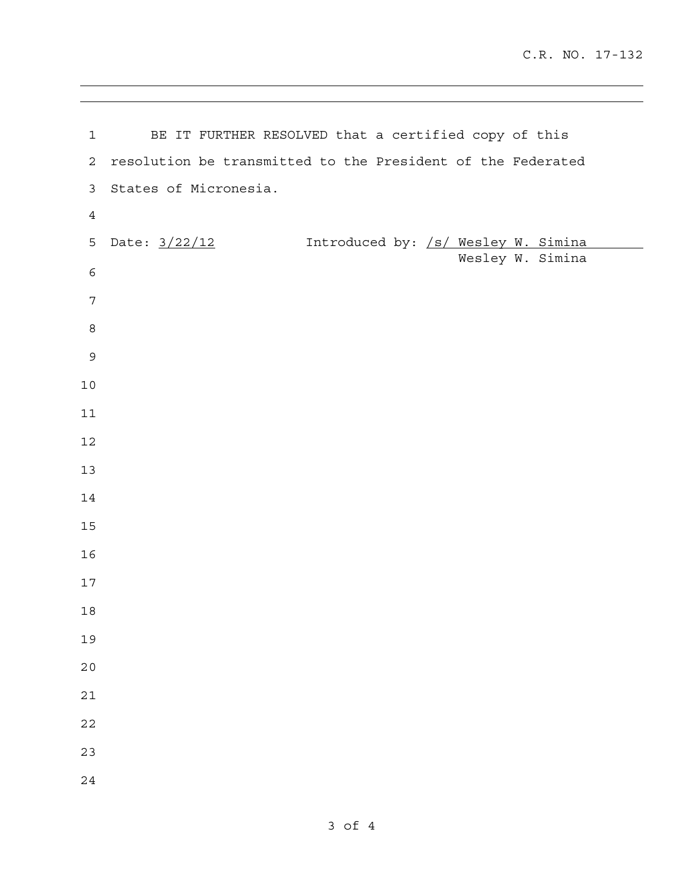BE IT FURTHER RESOLVED that a certified copy of this resolution be transmitted to the President of the Federated States of Micronesia.

Date: 3/22/12

Introduced by: /s/ Wesley W. Simina
Wesley W. Simina